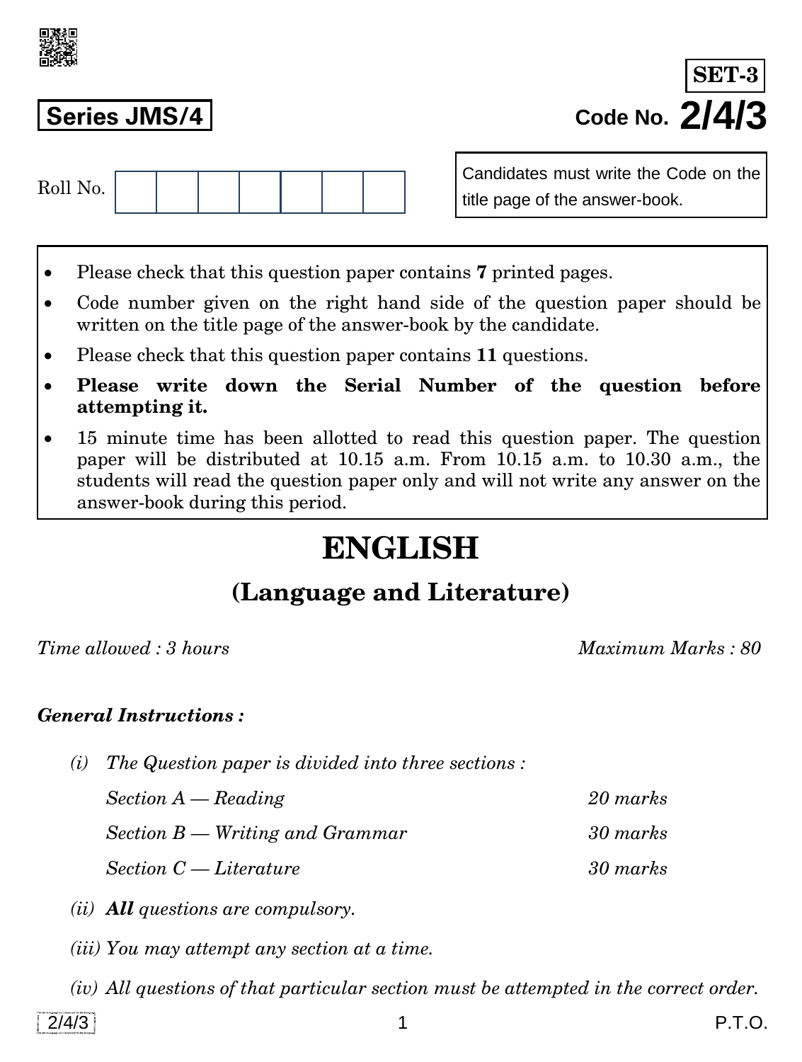**SET-3**

**Series JMS/4**

**Code No. 2/4/3**

Roll No. | | | | | | | |

Candidates must write the Code on the title page of the answer-book.

- Please check that this question paper contains **7** printed pages.
- Code number given on the right hand side of the question paper should be written on the title page of the answer-book by the candidate.
- Please check that this question paper contains **11** questions.
- **Please write down the Serial Number of the question before attempting it.**
- 15 minute time has been allotted to read this question paper. The question paper will be distributed at 10.15 a.m. From 10.15 a.m. to 10.30 a.m., the students will read the question paper only and will not write any answer on the answer-book during this period.

# ENGLISH

## (Language and Literature)

*Time allowed : 3 hours* *Maximum Marks : 80*

***General Instructions :***

*(i) The Question paper is divided into three sections :*

| | |
|---|---|
| *Section A — Reading* | *20 marks* |
| *Section B — Writing and Grammar* | *30 marks* |
| *Section C — Literature* | *30 marks* |

*(ii) **All** questions are compulsory.*

*(iii) You may attempt any section at a time.*

*(iv) All questions of that particular section must be attempted in the correct order.*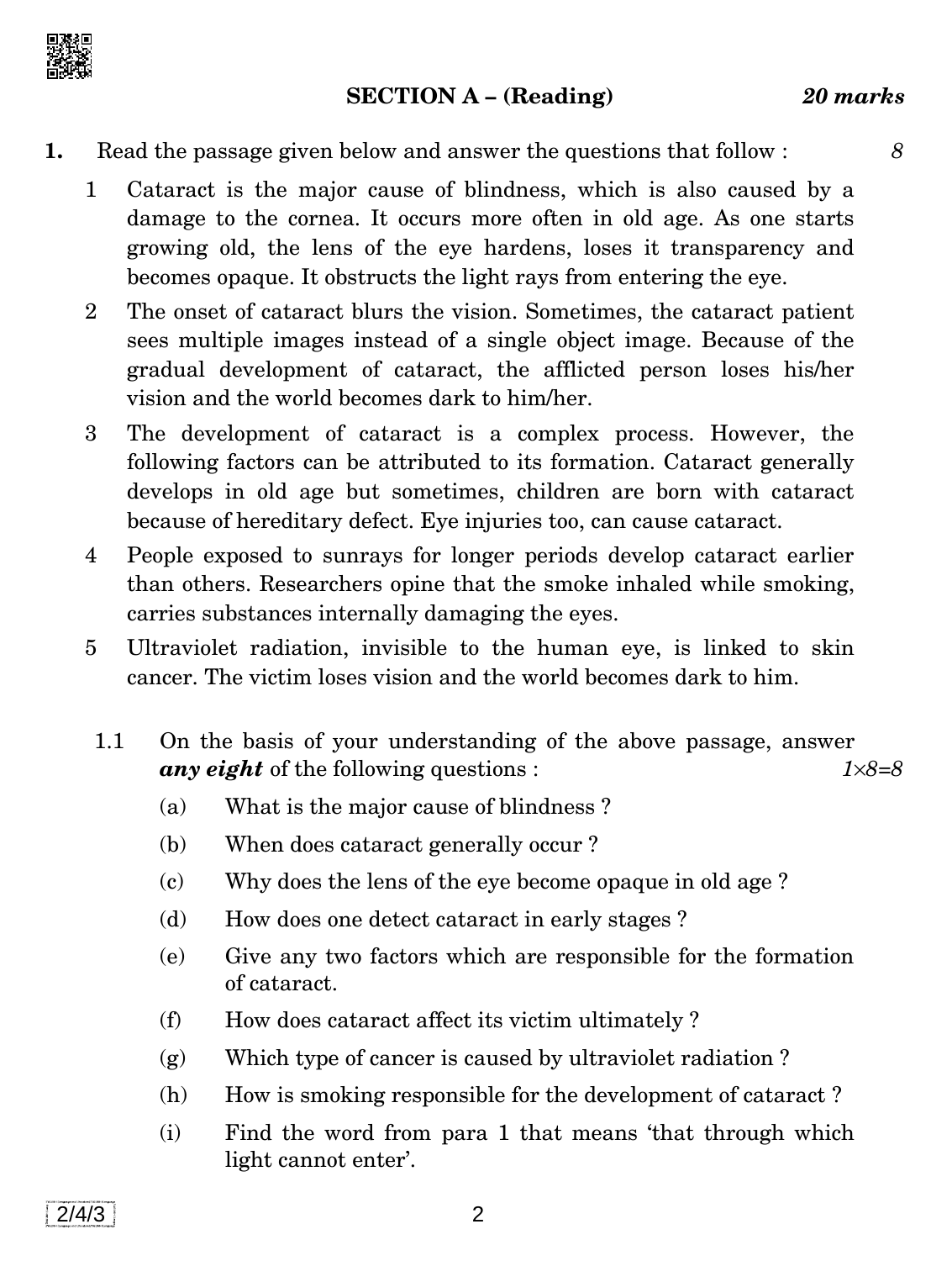## SECTION A – (Reading) *20 marks*

**1.** Read the passage given below and answer the questions that follow : *8*

1 Cataract is the major cause of blindness, which is also caused by a damage to the cornea. It occurs more often in old age. As one starts growing old, the lens of the eye hardens, loses it transparency and becomes opaque. It obstructs the light rays from entering the eye.

2 The onset of cataract blurs the vision. Sometimes, the cataract patient sees multiple images instead of a single object image. Because of the gradual development of cataract, the afflicted person loses his/her vision and the world becomes dark to him/her.

3 The development of cataract is a complex process. However, the following factors can be attributed to its formation. Cataract generally develops in old age but sometimes, children are born with cataract because of hereditary defect. Eye injuries too, can cause cataract.

4 People exposed to sunrays for longer periods develop cataract earlier than others. Researchers opine that the smoke inhaled while smoking, carries substances internally damaging the eyes.

5 Ultraviolet radiation, invisible to the human eye, is linked to skin cancer. The victim loses vision and the world becomes dark to him.

1.1 On the basis of your understanding of the above passage, answer ***any eight*** of the following questions : *1×8=8*

(a) What is the major cause of blindness ?

(b) When does cataract generally occur ?

(c) Why does the lens of the eye become opaque in old age ?

(d) How does one detect cataract in early stages ?

(e) Give any two factors which are responsible for the formation of cataract.

(f) How does cataract affect its victim ultimately ?

(g) Which type of cancer is caused by ultraviolet radiation ?

(h) How is smoking responsible for the development of cataract ?

(i) Find the word from para 1 that means 'that through which light cannot enter'.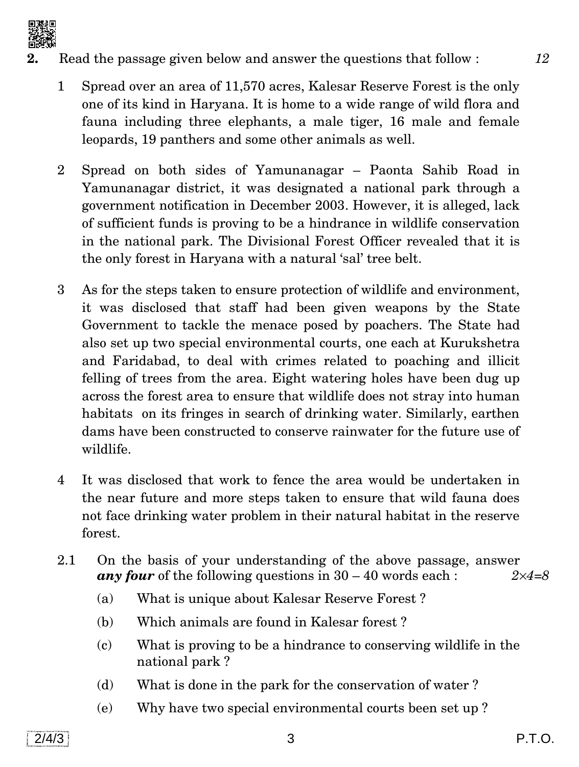**2.** Read the passage given below and answer the questions that follow : *12*

1 Spread over an area of 11,570 acres, Kalesar Reserve Forest is the only one of its kind in Haryana. It is home to a wide range of wild flora and fauna including three elephants, a male tiger, 16 male and female leopards, 19 panthers and some other animals as well.

2 Spread on both sides of Yamunanagar – Paonta Sahib Road in Yamunanagar district, it was designated a national park through a government notification in December 2003. However, it is alleged, lack of sufficient funds is proving to be a hindrance in wildlife conservation in the national park. The Divisional Forest Officer revealed that it is the only forest in Haryana with a natural 'sal' tree belt.

3 As for the steps taken to ensure protection of wildlife and environment, it was disclosed that staff had been given weapons by the State Government to tackle the menace posed by poachers. The State had also set up two special environmental courts, one each at Kurukshetra and Faridabad, to deal with crimes related to poaching and illicit felling of trees from the area. Eight watering holes have been dug up across the forest area to ensure that wildlife does not stray into human habitats on its fringes in search of drinking water. Similarly, earthen dams have been constructed to conserve rainwater for the future use of wildlife.

4 It was disclosed that work to fence the area would be undertaken in the near future and more steps taken to ensure that wild fauna does not face drinking water problem in their natural habitat in the reserve forest.

2.1 On the basis of your understanding of the above passage, answer ***any four*** of the following questions in 30 – 40 words each : *2×4=8*

(a) What is unique about Kalesar Reserve Forest ?

(b) Which animals are found in Kalesar forest ?

(c) What is proving to be a hindrance to conserving wildlife in the national park ?

(d) What is done in the park for the conservation of water ?

(e) Why have two special environmental courts been set up ?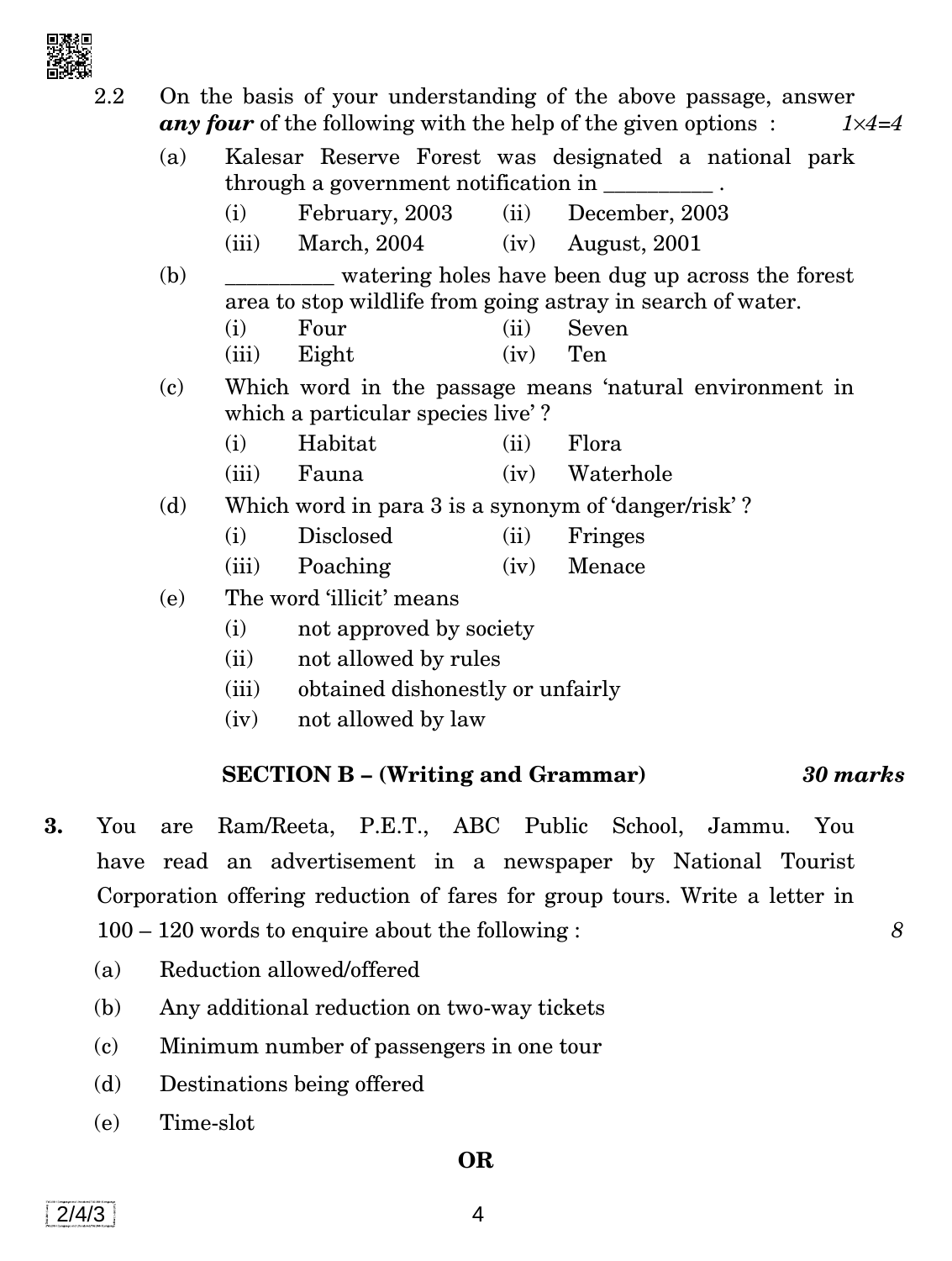2.2 On the basis of your understanding of the above passage, answer ***any four*** of the following with the help of the given options : *1×4=4*

(a) Kalesar Reserve Forest was designated a national park through a government notification in __________ .

(i) February, 2003 (ii) December, 2003

(iii) March, 2004 (iv) August, 2001

(b) __________ watering holes have been dug up across the forest area to stop wildlife from going astray in search of water.

(i) Four (ii) Seven

(iii) Eight (iv) Ten

(c) Which word in the passage means 'natural environment in which a particular species live' ?

(i) Habitat (ii) Flora

(iii) Fauna (iv) Waterhole

(d) Which word in para 3 is a synonym of 'danger/risk' ?

(i) Disclosed (ii) Fringes

(iii) Poaching (iv) Menace

(e) The word 'illicit' means

(i) not approved by society

(ii) not allowed by rules

(iii) obtained dishonestly or unfairly

(iv) not allowed by law

## SECTION B – (Writing and Grammar) *30 marks*

**3.** You are Ram/Reeta, P.E.T., ABC Public School, Jammu. You have read an advertisement in a newspaper by National Tourist Corporation offering reduction of fares for group tours. Write a letter in 100 – 120 words to enquire about the following : *8*

(a) Reduction allowed/offered

(b) Any additional reduction on two-way tickets

(c) Minimum number of passengers in one tour

(d) Destinations being offered

(e) Time-slot

**OR**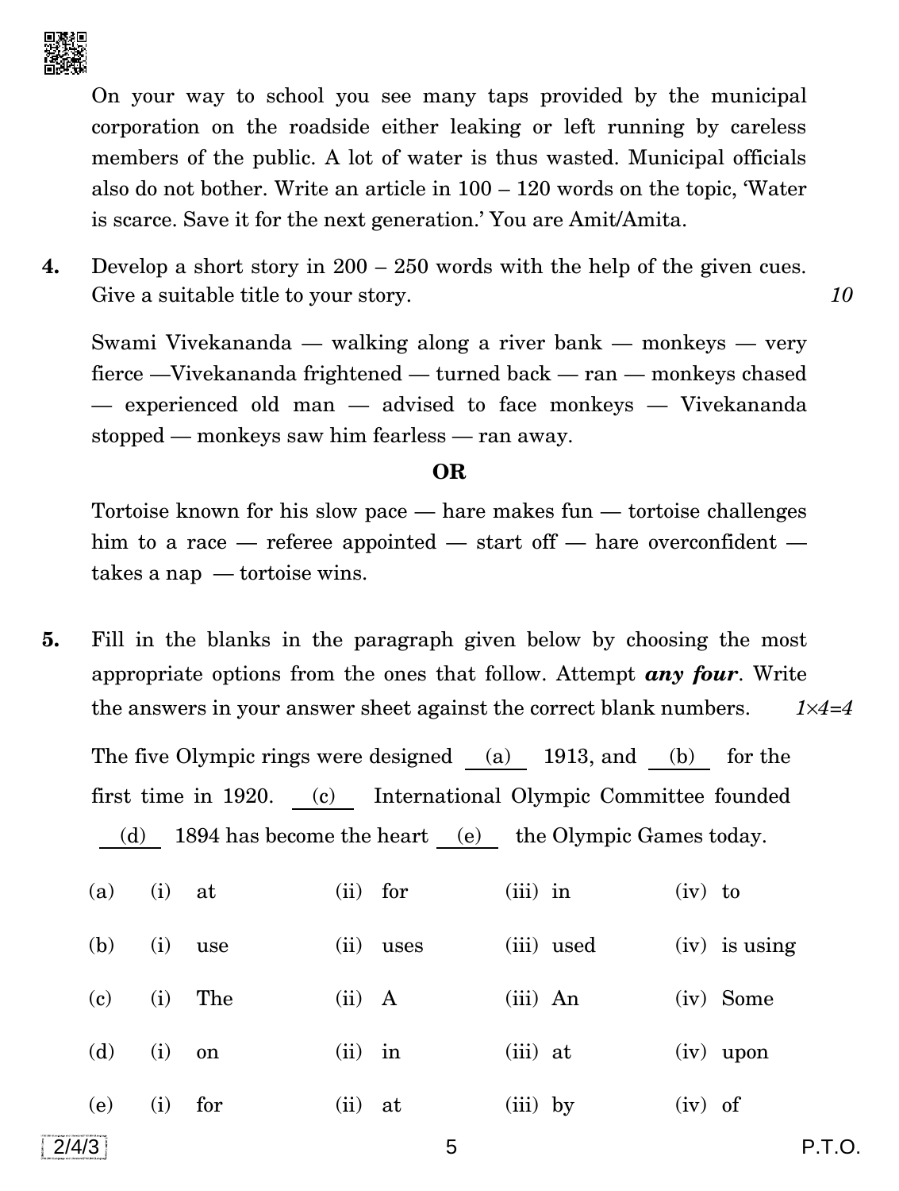On your way to school you see many taps provided by the municipal corporation on the roadside either leaking or left running by careless members of the public. A lot of water is thus wasted. Municipal officials also do not bother. Write an article in 100 – 120 words on the topic, 'Water is scarce. Save it for the next generation.' You are Amit/Amita.

**4.** Develop a short story in 200 – 250 words with the help of the given cues. Give a suitable title to your story. *10*

Swami Vivekananda — walking along a river bank — monkeys — very fierce —Vivekananda frightened — turned back — ran — monkeys chased — experienced old man — advised to face monkeys — Vivekananda stopped — monkeys saw him fearless — ran away.

**OR**

Tortoise known for his slow pace — hare makes fun — tortoise challenges him to a race — referee appointed — start off — hare overconfident — takes a nap — tortoise wins.

**5.** Fill in the blanks in the paragraph given below by choosing the most appropriate options from the ones that follow. Attempt ***any four***. Write the answers in your answer sheet against the correct blank numbers. *1×4=4*

The five Olympic rings were designed __(a)__ 1913, and __(b)__ for the first time in 1920. __(c)__ International Olympic Committee founded __(d)__ 1894 has become the heart __(e)__ the Olympic Games today.

| | | | | |
|---|---|---|---|---|
| (a) | (i) at | (ii) for | (iii) in | (iv) to |
| (b) | (i) use | (ii) uses | (iii) used | (iv) is using |
| (c) | (i) The | (ii) A | (iii) An | (iv) Some |
| (d) | (i) on | (ii) in | (iii) at | (iv) upon |
| (e) | (i) for | (ii) at | (iii) by | (iv) of |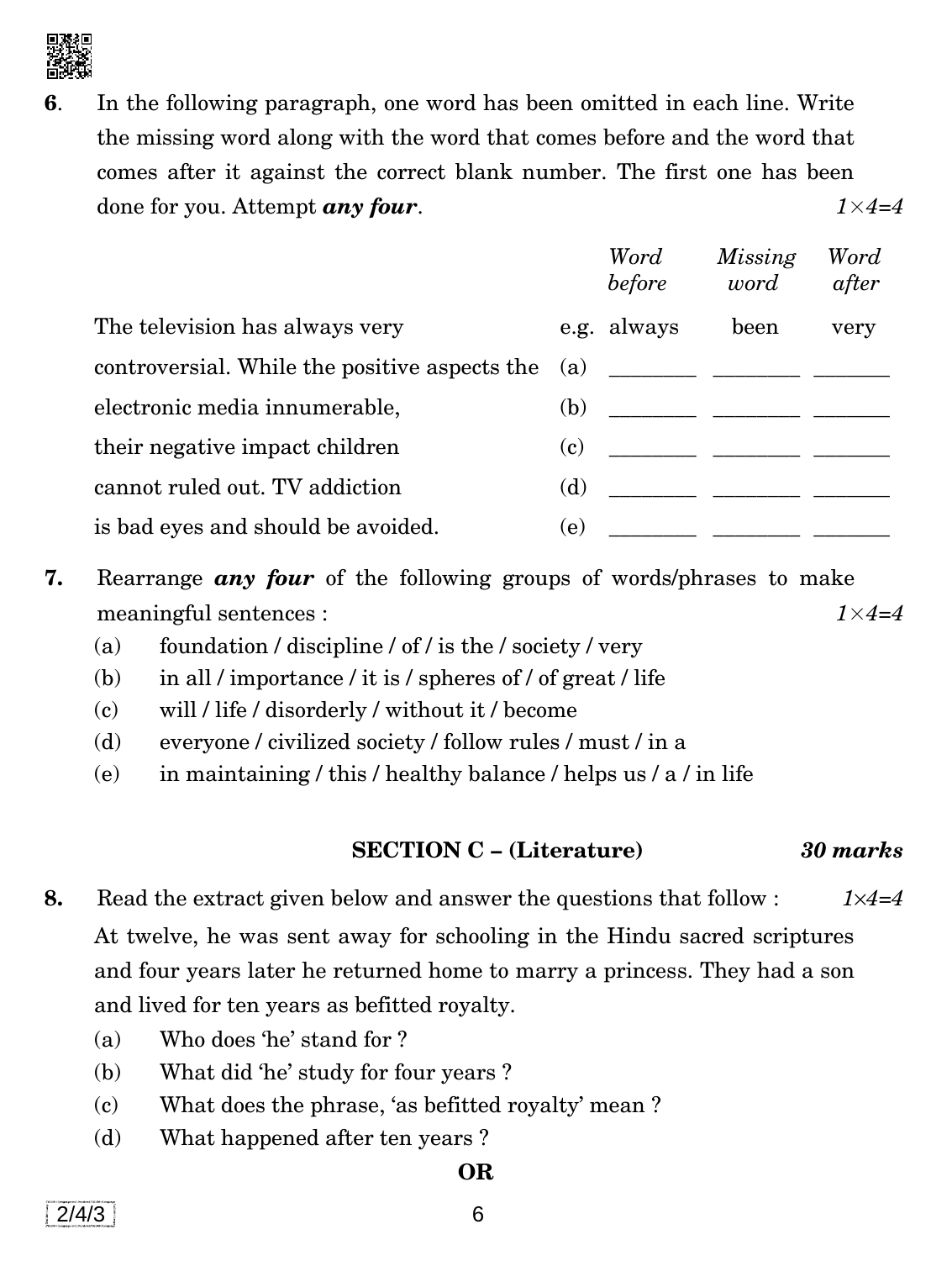**6.** In the following paragraph, one word has been omitted in each line. Write the missing word along with the word that comes before and the word that comes after it against the correct blank number. The first one has been done for you. Attempt ***any four***. *1×4=4*

| | | *Word before* | *Missing word* | *Word after* |
|---|---|---|---|---|
| The television has always very | e.g. | always | been | very |
| controversial. While the positive aspects the | (a) | ________ | ________ | ________ |
| electronic media innumerable, | (b) | ________ | ________ | ________ |
| their negative impact children | (c) | ________ | ________ | ________ |
| cannot ruled out. TV addiction | (d) | ________ | ________ | ________ |
| is bad eyes and should be avoided. | (e) | ________ | ________ | ________ |

**7.** Rearrange ***any four*** of the following groups of words/phrases to make meaningful sentences : *1×4=4*

(a) foundation / discipline / of / is the / society / very

(b) in all / importance / it is / spheres of / of great / life

(c) will / life / disorderly / without it / become

(d) everyone / civilized society / follow rules / must / in a

(e) in maintaining / this / healthy balance / helps us / a / in life

## SECTION C – (Literature) *30 marks*

**8.** Read the extract given below and answer the questions that follow : *1×4=4*

At twelve, he was sent away for schooling in the Hindu sacred scriptures and four years later he returned home to marry a princess. They had a son and lived for ten years as befitted royalty.

(a) Who does 'he' stand for ?

(b) What did 'he' study for four years ?

(c) What does the phrase, 'as befitted royalty' mean ?

(d) What happened after ten years ?

**OR**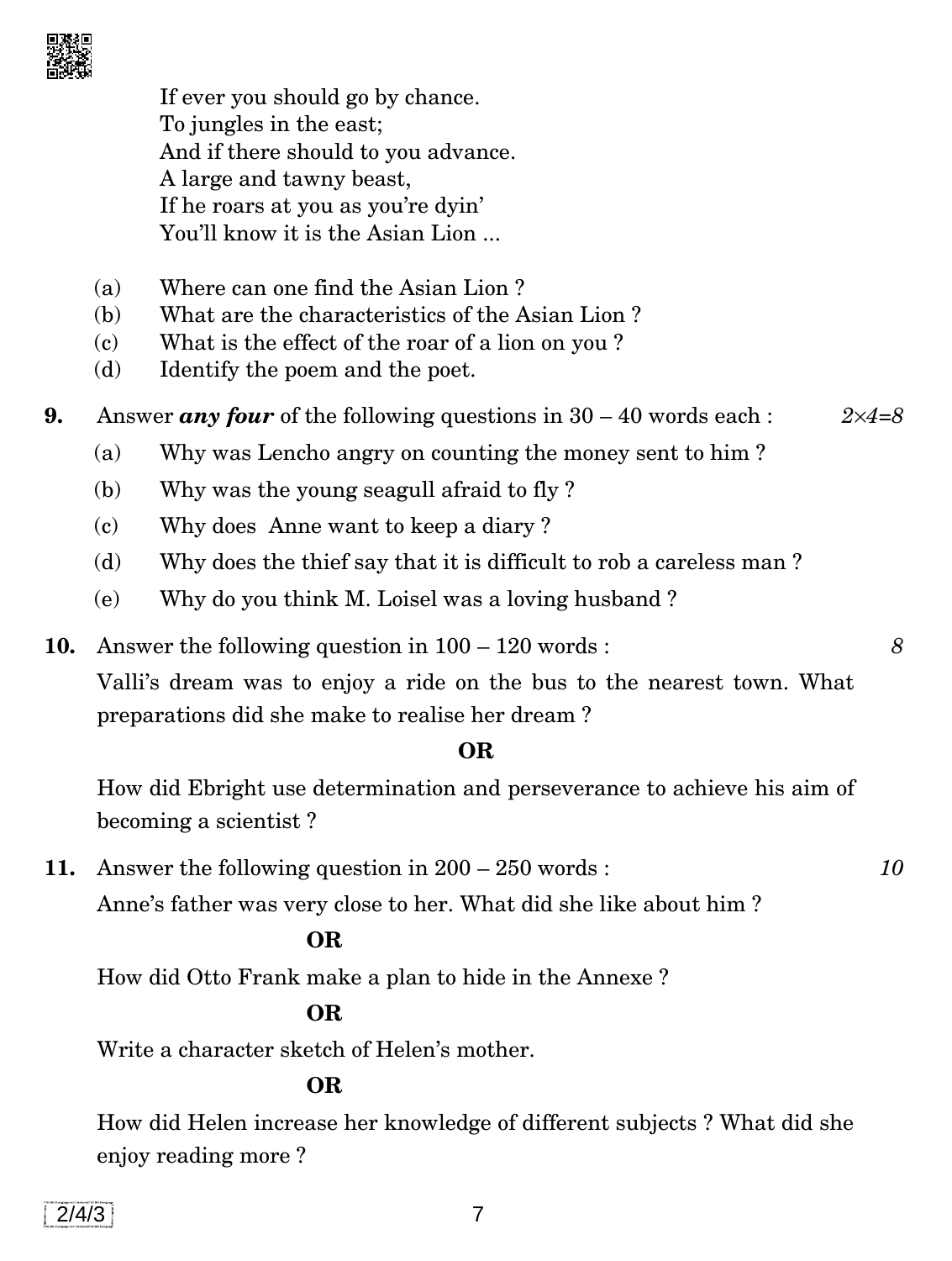If ever you should go by chance.
To jungles in the east;
And if there should to you advance.
A large and tawny beast,
If he roars at you as you're dyin'
You'll know it is the Asian Lion ...

(a) Where can one find the Asian Lion ?
(b) What are the characteristics of the Asian Lion ?
(c) What is the effect of the roar of a lion on you ?
(d) Identify the poem and the poet.

**9.** Answer ***any four*** of the following questions in 30 – 40 words each : *2×4=8*

(a) Why was Lencho angry on counting the money sent to him ?

(b) Why was the young seagull afraid to fly ?

(c) Why does Anne want to keep a diary ?

(d) Why does the thief say that it is difficult to rob a careless man ?

(e) Why do you think M. Loisel was a loving husband ?

**10.** Answer the following question in 100 – 120 words : *8*

Valli's dream was to enjoy a ride on the bus to the nearest town. What preparations did she make to realise her dream ?

**OR**

How did Ebright use determination and perseverance to achieve his aim of becoming a scientist ?

**11.** Answer the following question in 200 – 250 words : *10*

Anne's father was very close to her. What did she like about him ?

**OR**

How did Otto Frank make a plan to hide in the Annexe ?

**OR**

Write a character sketch of Helen's mother.

**OR**

How did Helen increase her knowledge of different subjects ? What did she enjoy reading more ?